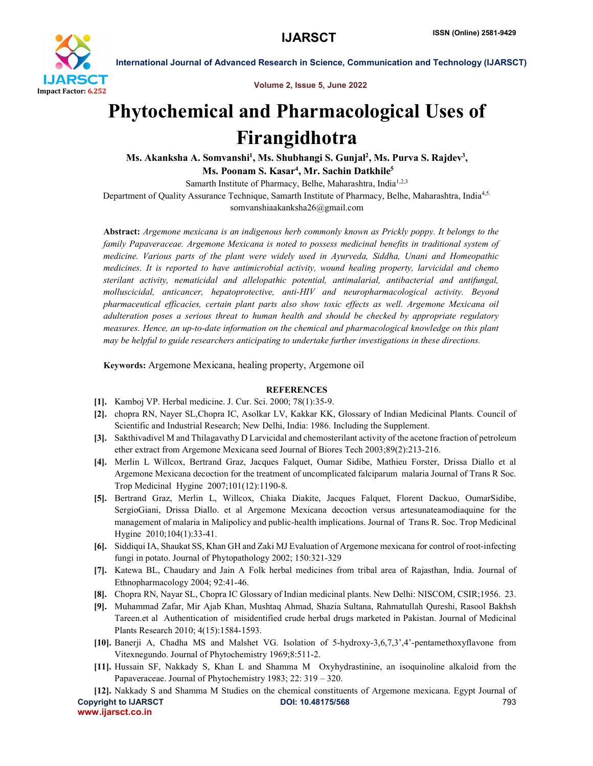# Phytochemical and Pharmacological Uses of Firangidhotra

**Ms. Akanksha A. Somvanshi[1], Ms. Shubhangi S. Gunjal[2], Ms. Purva S. Rajdev[3], Ms. Poonam S. Kasar[4], Mr. Sachin Datkhile[5]**

Samarth Institute of Pharmacy, Belhe, Maharashtra, India[1,2,3]

Department of Quality Assurance Technique, Samarth Institute of Pharmacy, Belhe, Maharashtra, India[4,5.]

somvanshiaakanksha26@gmail.com

**Abstract:** *Argemone mexicana is an indigenous herb commonly known as Prickly poppy. It belongs to the family Papaveraceae. Argemone Mexicana is noted to possess medicinal benefits in traditional system of medicine. Various parts of the plant were widely used in Ayurveda, Siddha, Unani and Homeopathic medicines. It is reported to have antimicrobial activity, wound healing property, larvicidal and chemo sterilant activity, nematicidal and allelopathic potential, antimalarial, antibacterial and antifungal, molluscicidal, anticancer, hepatoprotective, anti-HIV and neuropharmacological activity. Beyond pharmaceutical efficacies, certain plant parts also show toxic effects as well. Argemone Mexicana oil adulteration poses a serious threat to human health and should be checked by appropriate regulatory measures. Hence, an up-to-date information on the chemical and pharmacological knowledge on this plant may be helpful to guide researchers anticipating to undertake further investigations in these directions.*

**Keywords:** Argemone Mexicana, healing property, Argemone oil

## REFERENCES

- **[1].** Kamboj VP. Herbal medicine. J. Cur. Sci. 2000; 78(1):35-9.
- **[2].** chopra RN, Nayer SL,Chopra IC, Asolkar LV, Kakkar KK, Glossary of Indian Medicinal Plants. Council of Scientific and Industrial Research; New Delhi, India: 1986. Including the Supplement.
- **[3].** Sakthivadivel M and Thilagavathy D Larvicidal and chemosterilant activity of the acetone fraction of petroleum ether extract from Argemone Mexicana seed Journal of Biores Tech 2003;89(2):213-216.
- **[4].** Merlin L Willcox, Bertrand Graz, Jacques Falquet, Oumar Sidibe, Mathieu Forster, Drissa Diallo et al Argemone Mexicana decoction for the treatment of uncomplicated falciparum malaria Journal of Trans R Soc. Trop Medicinal Hygine 2007;101(12):1190-8.
- **[5].** Bertrand Graz, Merlin L, Willcox, Chiaka Diakite, Jacques Falquet, Florent Dackuo, OumarSidibe, SergioGiani, Drissa Diallo. et al Argemone Mexicana decoction versus artesunateamodiaqune for the management of malaria in Malipolicy and public-health implications. Journal of Trans R. Soc. Trop Medicinal Hygine 2010;104(1):33-41.
- **[6].** Siddiqui IA, Shaukat SS, Khan GH and Zaki MJ Evaluation of Argemone mexicana for control of root-infecting fungi in potato. Journal of Phytopathology 2002; 150:321-329
- **[7].** Katewa BL, Chaudary and Jain A Folk herbal medicines from tribal area of Rajasthan, India. Journal of Ethnopharmacology 2004; 92:41-46.
- **[8].** Chopra RN, Nayar SL, Chopra IC Glossary of Indian medicinal plants. New Delhi: NISCOM, CSIR;1956. 23.
- **[9].** Muhammad Zafar, Mir Ajab Khan, Mushtaq Ahmad, Shazia Sultana, Rahmatullah Qureshi, Rasool Bakhsh Tareen.et al Authentication of misidentified crude herbal drugs marketed in Pakistan. Journal of Medicinal Plants Research 2010; 4(15):1584-1593.
- **[10].** Banerji A, Chadha MS and Malshet VG. Isolation of 5-hydroxy-3,6,7,3',4'-pentamethoxyflavone from Vitexnegundo. Journal of Phytochemistry 1969;8:511-2.
- **[11].** Hussain SF, Nakkady S, Khan L and Shamma M Oxyhydrastinine, an isoquinoline alkaloid from the Papaveraceae. Journal of Phytochemistry 1983; 22: 319 – 320.
- **[12].** Nakkady S and Shamma M Studies on the chemical constituents of Argemone mexicana. Egypt Journal of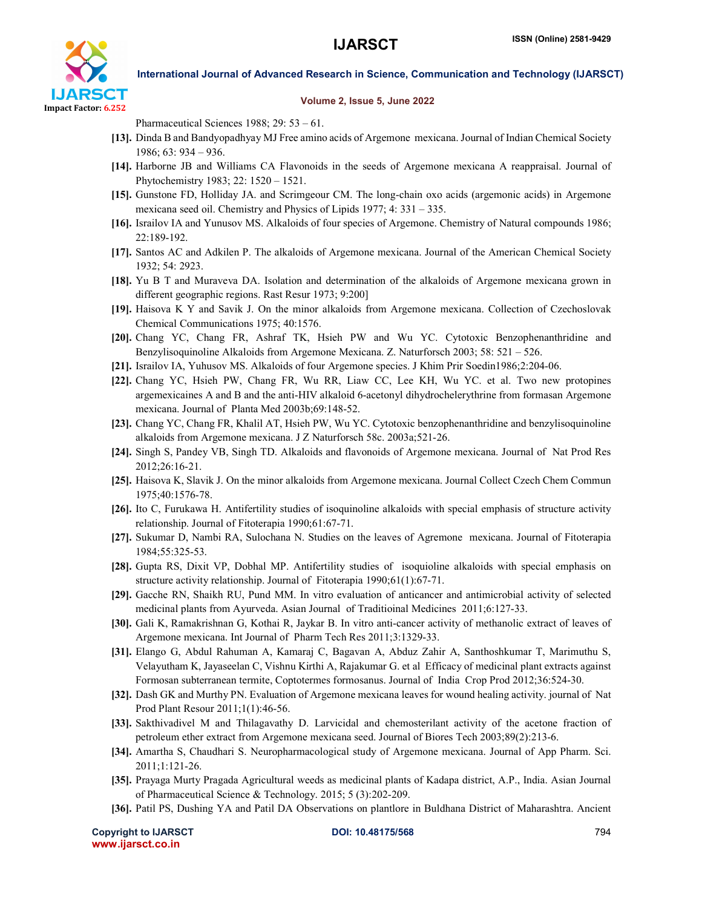Pharmaceutical Sciences 1988; 29: 53 – 61.

**[13].** Dinda B and Bandyopadhyay MJ Free amino acids of Argemone mexicana. Journal of Indian Chemical Society 1986; 63: 934 – 936.

**[14].** Harborne JB and Williams CA Flavonoids in the seeds of Argemone mexicana A reappraisal. Journal of Phytochemistry 1983; 22: 1520 – 1521.

**[15].** Gunstone FD, Holliday JA. and Scrimgeour CM. The long-chain oxo acids (argemonic acids) in Argemone mexicana seed oil. Chemistry and Physics of Lipids 1977; 4: 331 – 335.

**[16].** Israilov IA and Yunusov MS. Alkaloids of four species of Argemone. Chemistry of Natural compounds 1986; 22:189-192.

**[17].** Santos AC and Adkilen P. The alkaloids of Argemone mexicana. Journal of the American Chemical Society 1932; 54: 2923.

**[18].** Yu B T and Muraveva DA. Isolation and determination of the alkaloids of Argemone mexicana grown in different geographic regions. Rast Resur 1973; 9:200]

**[19].** Haisova K Y and Savik J. On the minor alkaloids from Argemone mexicana. Collection of Czechoslovak Chemical Communications 1975; 40:1576.

**[20].** Chang YC, Chang FR, Ashraf TK, Hsieh PW and Wu YC. Cytotoxic Benzophenanthridine and Benzylisoquinoline Alkaloids from Argemone Mexicana. Z. Naturforsch 2003; 58: 521 – 526.

**[21].** Israilov IA, Yuhusov MS. Alkaloids of four Argemone species. J Khim Prir Soedin1986;2:204-06.

**[22].** Chang YC, Hsieh PW, Chang FR, Wu RR, Liaw CC, Lee KH, Wu YC. et al. Two new protopines argemexicaines A and B and the anti-HIV alkaloid 6-acetonyl dihydrochelerythrine from formasan Argemone mexicana. Journal of Planta Med 2003b;69:148-52.

**[23].** Chang YC, Chang FR, Khalil AT, Hsieh PW, Wu YC. Cytotoxic benzophenanthridine and benzylisoquinoline alkaloids from Argemone mexicana. J Z Naturforsch 58c. 2003a;521-26.

**[24].** Singh S, Pandey VB, Singh TD. Alkaloids and flavonoids of Argemone mexicana. Journal of Nat Prod Res 2012;26:16-21.

**[25].** Haisova K, Slavik J. On the minor alkaloids from Argemone mexicana. Journal Collect Czech Chem Commun 1975;40:1576-78.

**[26].** Ito C, Furukawa H. Antifertility studies of isoquinoline alkaloids with special emphasis of structure activity relationship. Journal of Fitoterapia 1990;61:67-71.

**[27].** Sukumar D, Nambi RA, Sulochana N. Studies on the leaves of Agremone mexicana. Journal of Fitoterapia 1984;55:325-53.

**[28].** Gupta RS, Dixit VP, Dobhal MP. Antifertility studies of isoquioline alkaloids with special emphasis on structure activity relationship. Journal of Fitoterapia 1990;61(1):67-71.

**[29].** Gacche RN, Shaikh RU, Pund MM. In vitro evaluation of anticancer and antimicrobial activity of selected medicinal plants from Ayurveda. Asian Journal of Traditioinal Medicines 2011;6:127-33.

**[30].** Gali K, Ramakrishnan G, Kothai R, Jaykar B. In vitro anti-cancer activity of methanolic extract of leaves of Argemone mexicana. Int Journal of Pharm Tech Res 2011;3:1329-33.

**[31].** Elango G, Abdul Rahuman A, Kamaraj C, Bagavan A, Abduz Zahir A, Santhoshkumar T, Marimuthu S, Velayutham K, Jayaseelan C, Vishnu Kirthi A, Rajakumar G. et al Efficacy of medicinal plant extracts against Formosan subterranean termite, Coptotermes formosanus. Journal of India Crop Prod 2012;36:524-30.

**[32].** Dash GK and Murthy PN. Evaluation of Argemone mexicana leaves for wound healing activity. journal of Nat Prod Plant Resour 2011;1(1):46-56.

**[33].** Sakthivadivel M and Thilagavathy D. Larvicidal and chemosterilant activity of the acetone fraction of petroleum ether extract from Argemone mexicana seed. Journal of Biores Tech 2003;89(2):213-6.

**[34].** Amartha S, Chaudhari S. Neuropharmacological study of Argemone mexicana. Journal of App Pharm. Sci. 2011;1:121-26.

**[35].** Prayaga Murty Pragada Agricultural weeds as medicinal plants of Kadapa district, A.P., India. Asian Journal of Pharmaceutical Science & Technology. 2015; 5 (3):202-209.

**[36].** Patil PS, Dushing YA and Patil DA Observations on plantlore in Buldhana District of Maharashtra. Ancient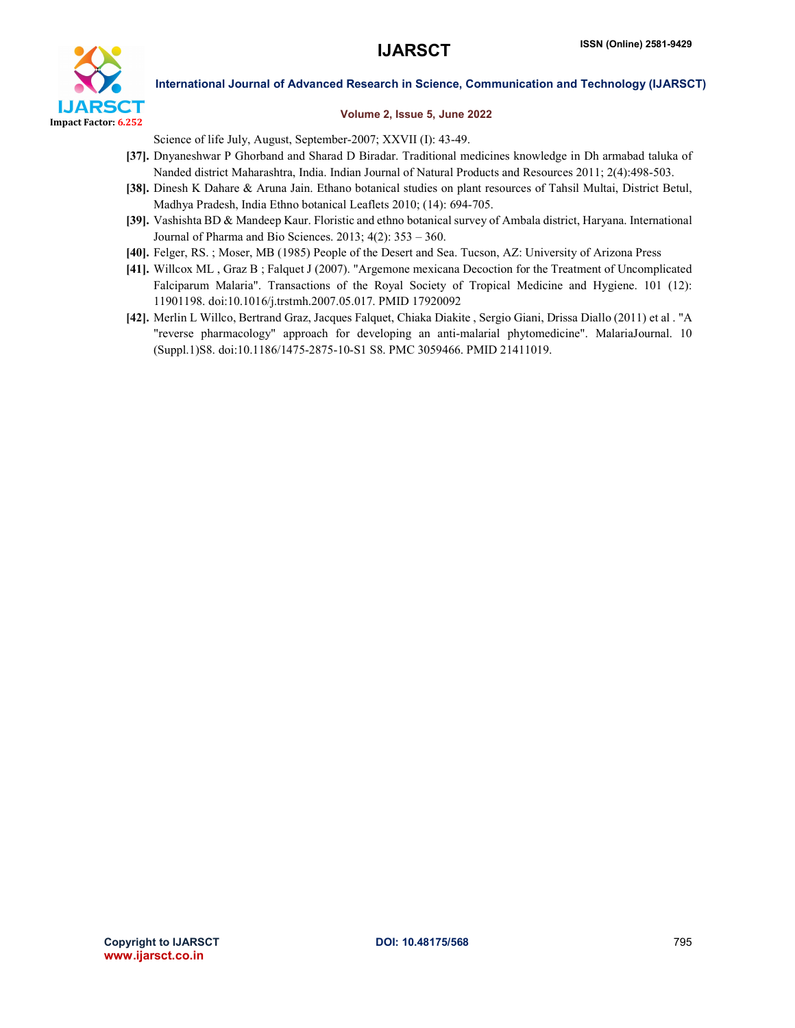Science of life July, August, September-2007; XXVII (I): 43-49.

**[37].** Dnyaneshwar P Ghorband and Sharad D Biradar. Traditional medicines knowledge in Dh armabad taluka of Nanded district Maharashtra, India. Indian Journal of Natural Products and Resources 2011; 2(4):498-503.

**[38].** Dinesh K Dahare & Aruna Jain. Ethano botanical studies on plant resources of Tahsil Multai, District Betul, Madhya Pradesh, India Ethno botanical Leaflets 2010; (14): 694-705.

**[39].** Vashishta BD & Mandeep Kaur. Floristic and ethno botanical survey of Ambala district, Haryana. International Journal of Pharma and Bio Sciences. 2013; 4(2): 353 – 360.

**[40].** Felger, RS. ; Moser, MB (1985) People of the Desert and Sea. Tucson, AZ: University of Arizona Press

**[41].** Willcox ML , Graz B ; Falquet J (2007). "Argemone mexicana Decoction for the Treatment of Uncomplicated Falciparum Malaria". Transactions of the Royal Society of Tropical Medicine and Hygiene. 101 (12): 11901198. doi:10.1016/j.trstmh.2007.05.017. PMID 17920092

**[42].** Merlin L Willco, Bertrand Graz, Jacques Falquet, Chiaka Diakite , Sergio Giani, Drissa Diallo (2011) et al . "A "reverse pharmacology" approach for developing an anti-malarial phytomedicine". MalariaJournal. 10 (Suppl.1)S8. doi:10.1186/1475-2875-10-S1 S8. PMC 3059466. PMID 21411019.